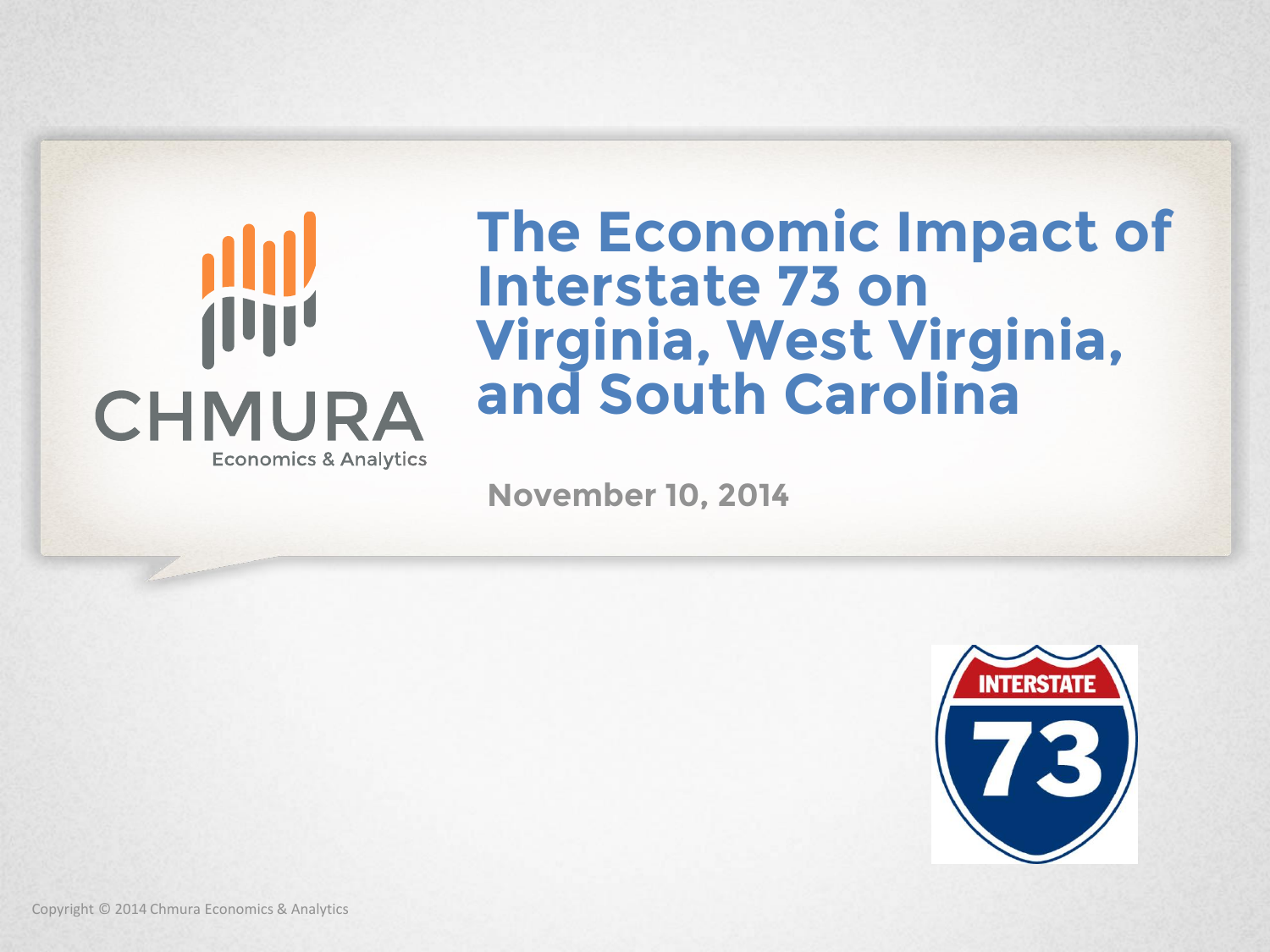CHMURA

Economics & Analytics

# The Economic Impact of Interstate 73 on Virginia, West Virginia, and South Carolina

November 10, 2014

Copyright © 2014 Chmura Economics & Analytics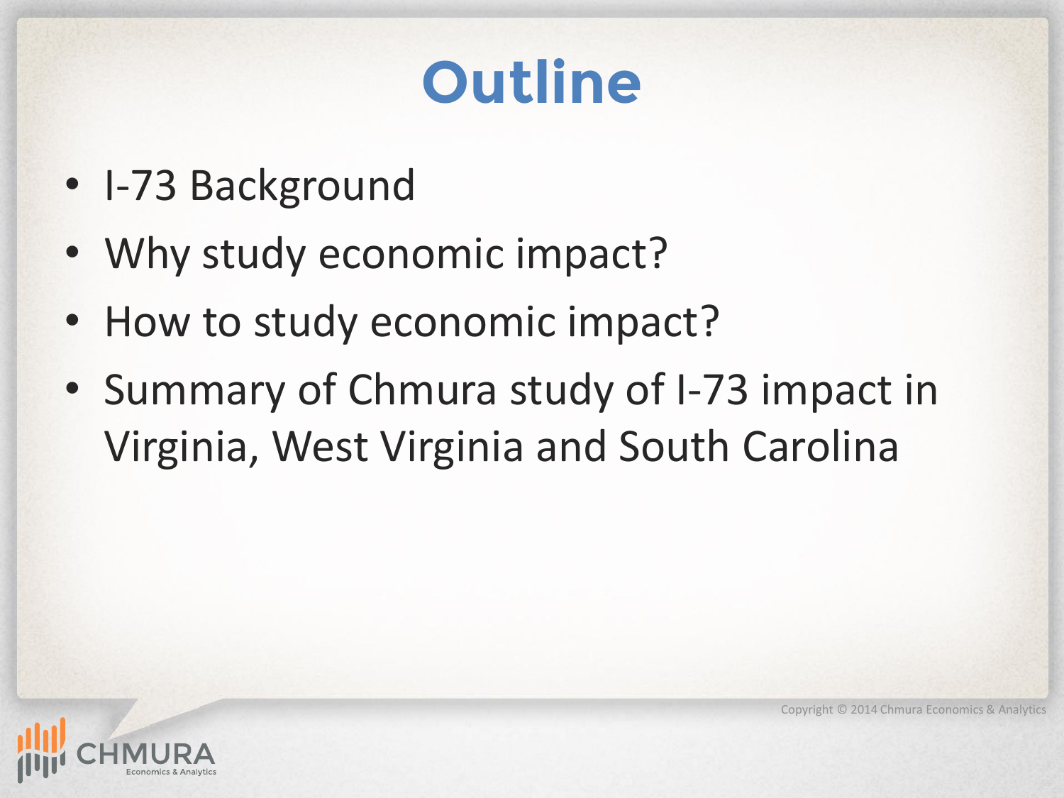# Outline

- I-73 Background
- Why study economic impact?
- How to study economic impact?
- Summary of Chmura study of I-73 impact in Virginia, West Virginia and South Carolina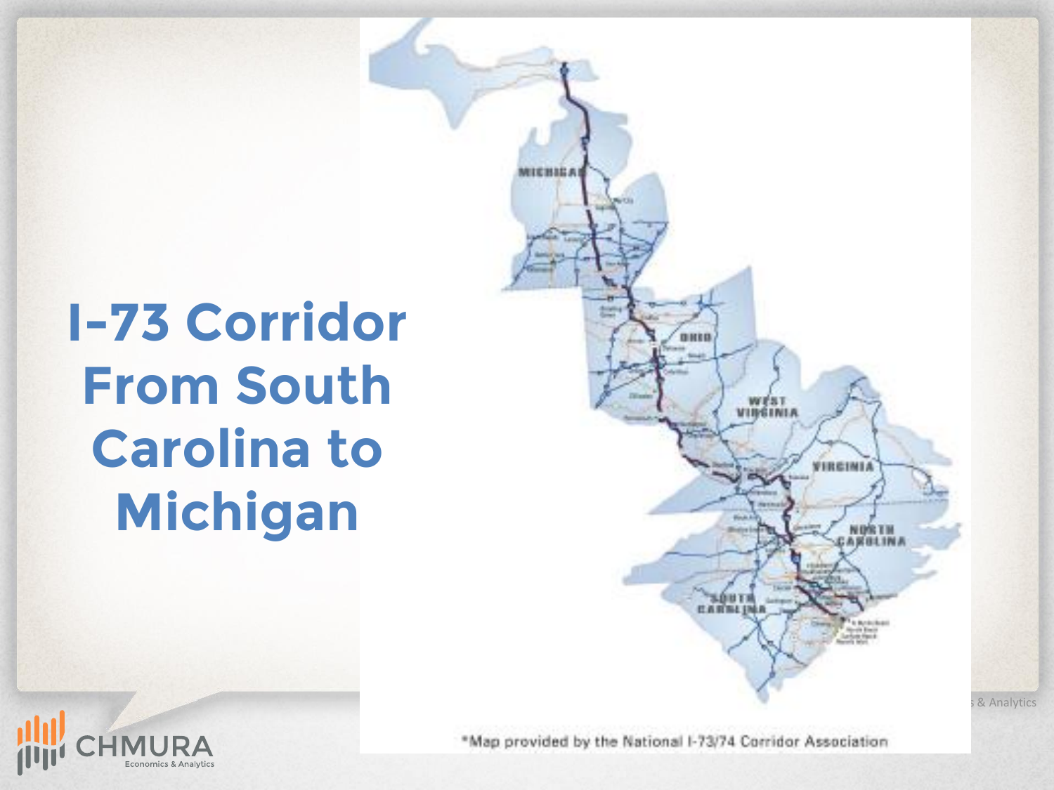# I-73 Corridor From South Carolina to Michigan

*Map provided by the National I-73/74 Corridor Association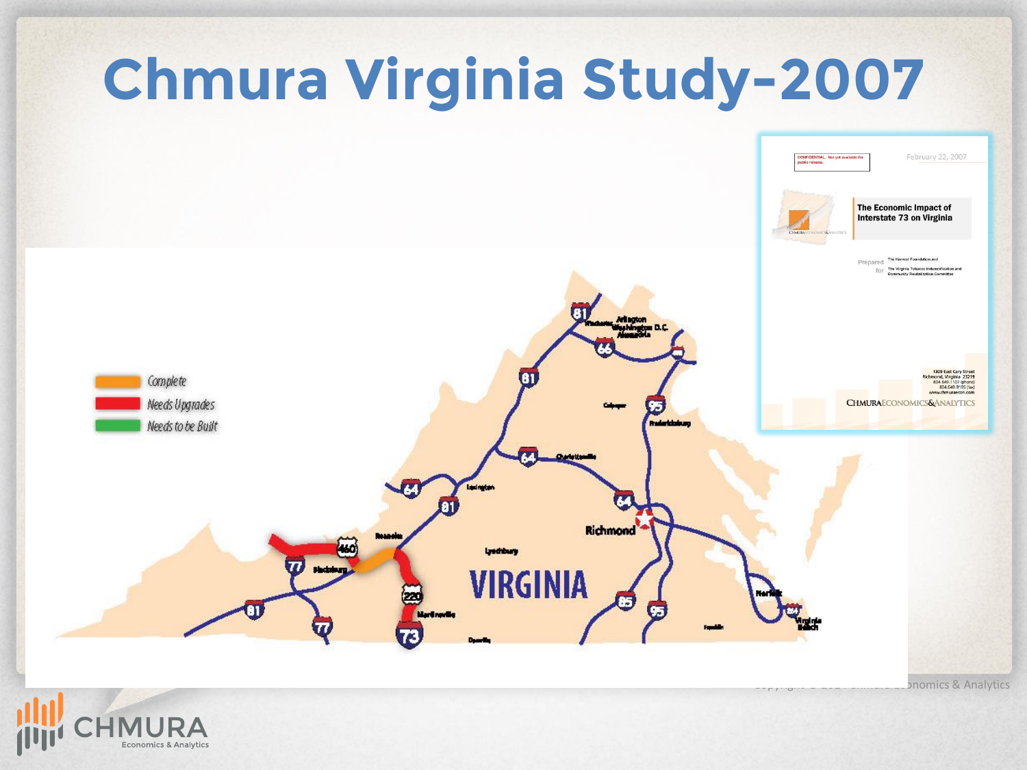# Chmura Virginia Study–2007

- Complete
- Needs Upgrades
- Needs to be Built

CONFIDENTIAL. Not yet available for public release.

February 22, 2007

**The Economic Impact of Interstate 73 on Virginia**

Prepared for The Harvest Foundation and The Virginia Tobacco Indemnification and Community Revitalization Committee

1309 East Cary Street
Richmond, Virginia 23219
804.649.1107 (phone)
804.649.9195 (fax)
www.chmuraecon.com

CHMURA ECONOMICS & ANALYTICS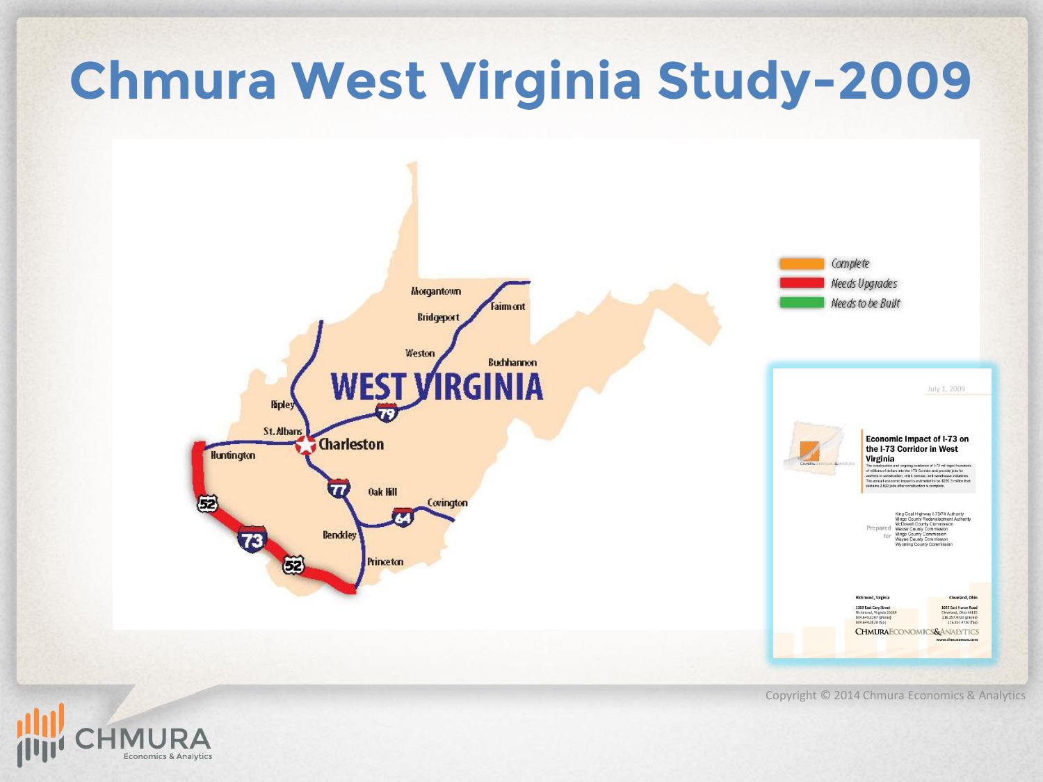# Chmura West Virginia Study–2009

Complete

Needs Upgrades

Needs to be Built

Morgantown

Fairmont

Bridgeport

Weston

Buchhannon

WEST VIRGINIA

Ripley

St. Albans

Charleston

Huntington

Oak Hill

Covington

Beckley

Princeton

July 1, 2009

**Economic Impact of I-73 on the I-73 Corridor in West Virginia**

Prepared for

King Coal Highway I-73/74 Authority
Mingo County Redevelopment Authority
McDowell County Commission
Mercer County Commission
Mingo County Commission
Wayne County Commission
Wyoming County Commission

Richmond, Virginia

Cleveland, Ohio

CHMURA ECONOMICS & ANALYTICS

Copyright © 2014 Chmura Economics & Analytics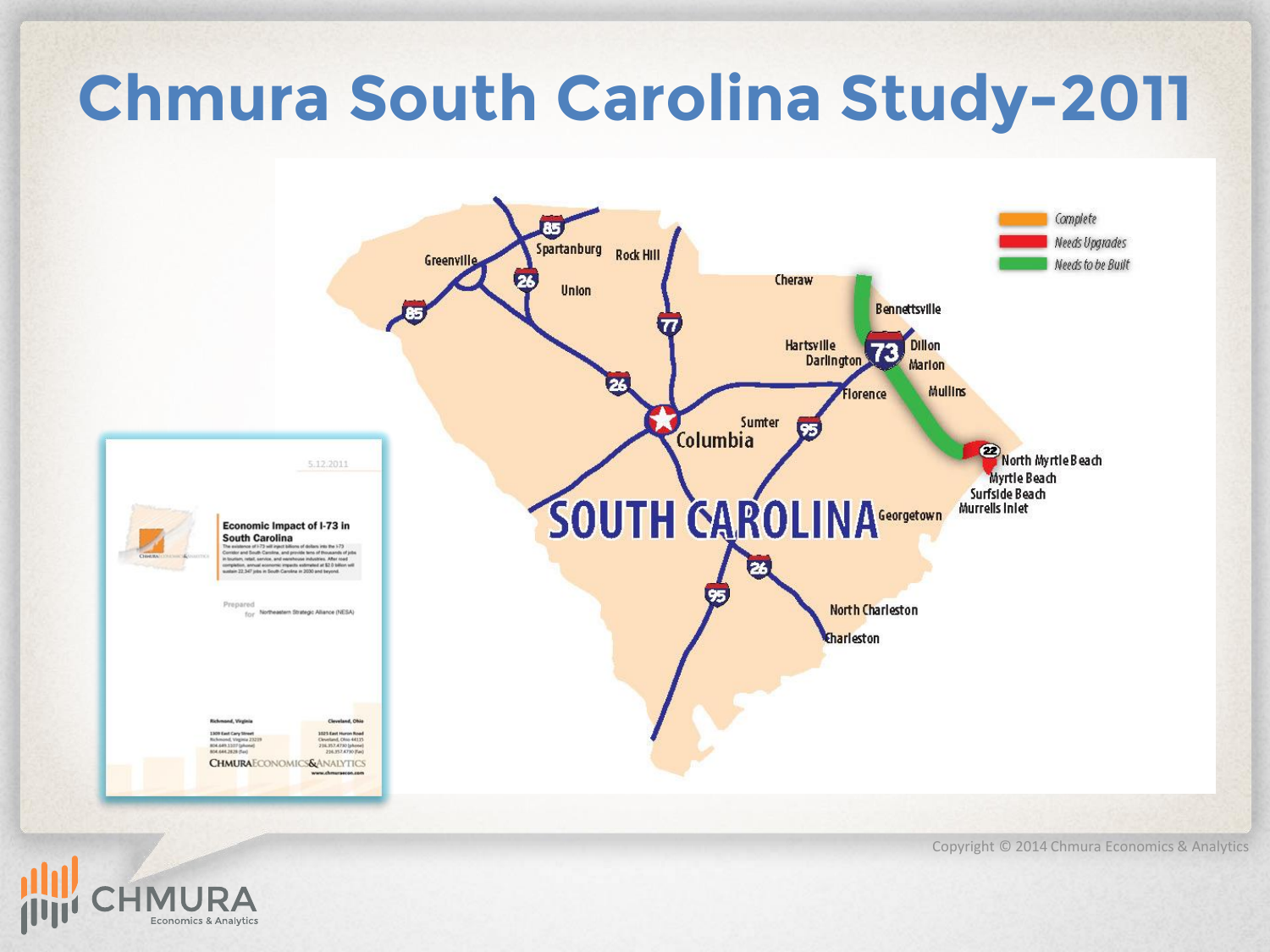# Chmura South Carolina Study–2011

Complete

Needs Upgrades

Needs to be Built

Greenville

Spartanburg

Rock Hill

Union

Cheraw

Bennettsville

Hartsville

Darlington

Dillon

Marion

Florence

Mullins

Sumter

Columbia

North Myrtle Beach

Myrtle Beach

Surfside Beach

Murrells Inlet

Georgetown

SOUTH CAROLINA

North Charleston

Charleston

5.12.2011

Economic Impact of I-73 in South Carolina

Prepared for Northeastern Strategic Alliance (NESA)

CHMURA ECONOMICS & ANALYTICS

Copyright © 2014 Chmura Economics & Analytics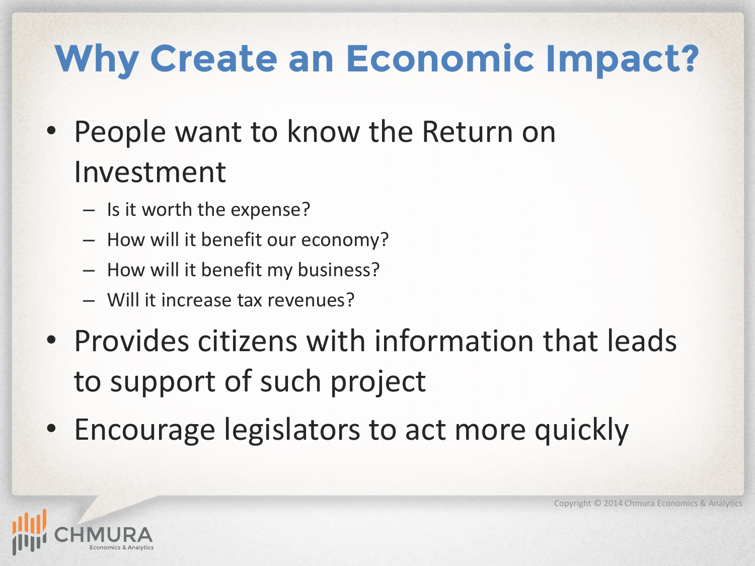# Why Create an Economic Impact?

- People want to know the Return on Investment
  - Is it worth the expense?
  - How will it benefit our economy?
  - How will it benefit my business?
  - Will it increase tax revenues?
- Provides citizens with information that leads to support of such project
- Encourage legislators to act more quickly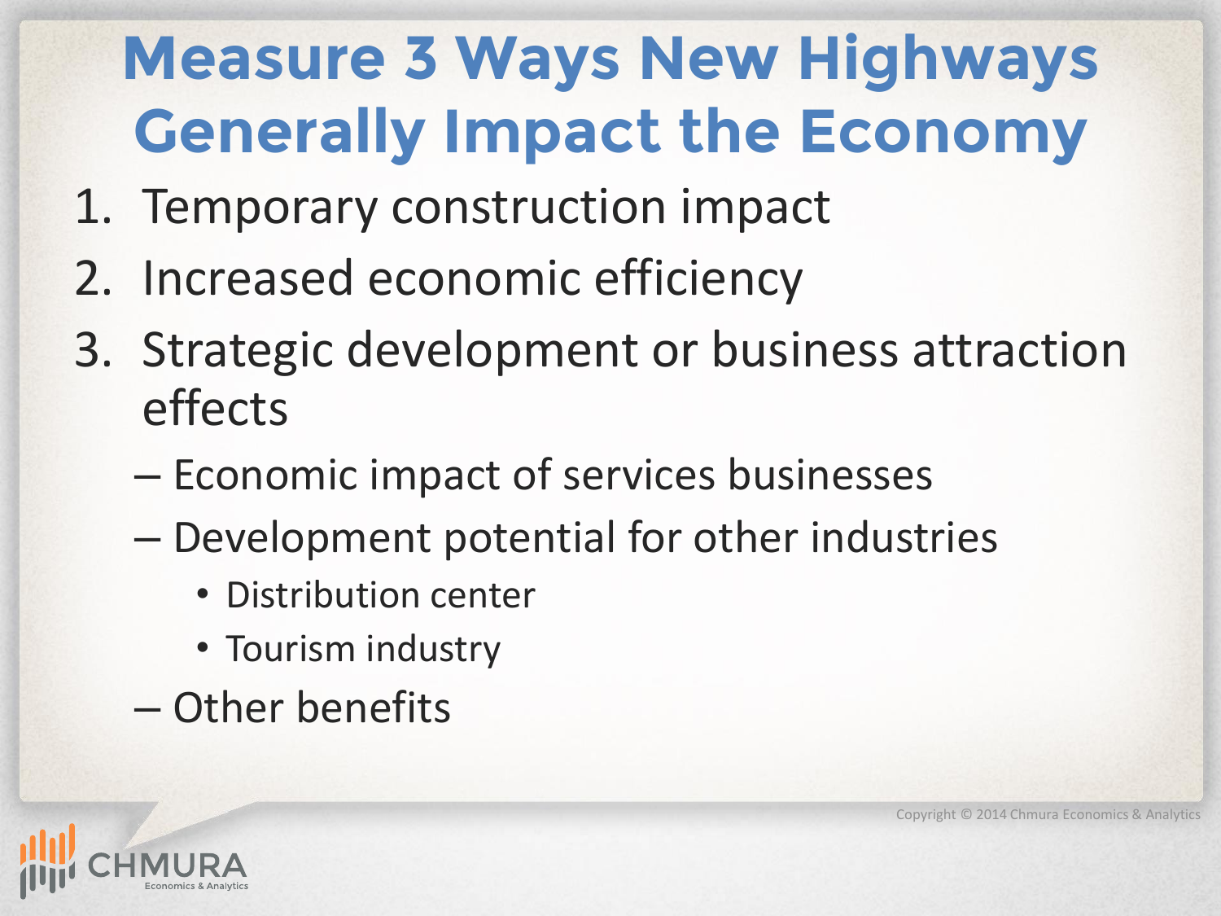# Measure 3 Ways New Highways Generally Impact the Economy

1. Temporary construction impact
2. Increased economic efficiency
3. Strategic development or business attraction effects
   - Economic impact of services businesses
   - Development potential for other industries
     - Distribution center
     - Tourism industry
   - Other benefits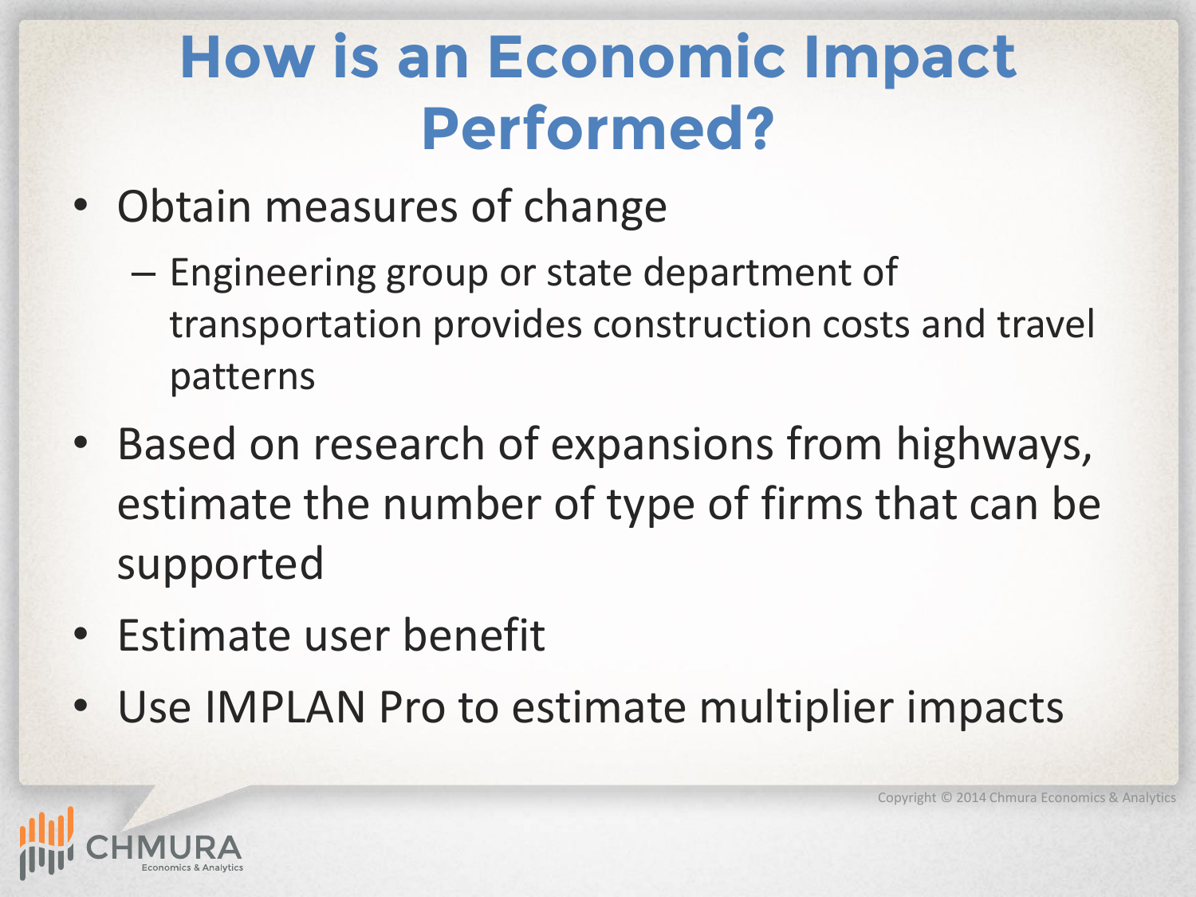# How is an Economic Impact Performed?

- Obtain measures of change
  - Engineering group or state department of transportation provides construction costs and travel patterns
- Based on research of expansions from highways, estimate the number of type of firms that can be supported
- Estimate user benefit
- Use IMPLAN Pro to estimate multiplier impacts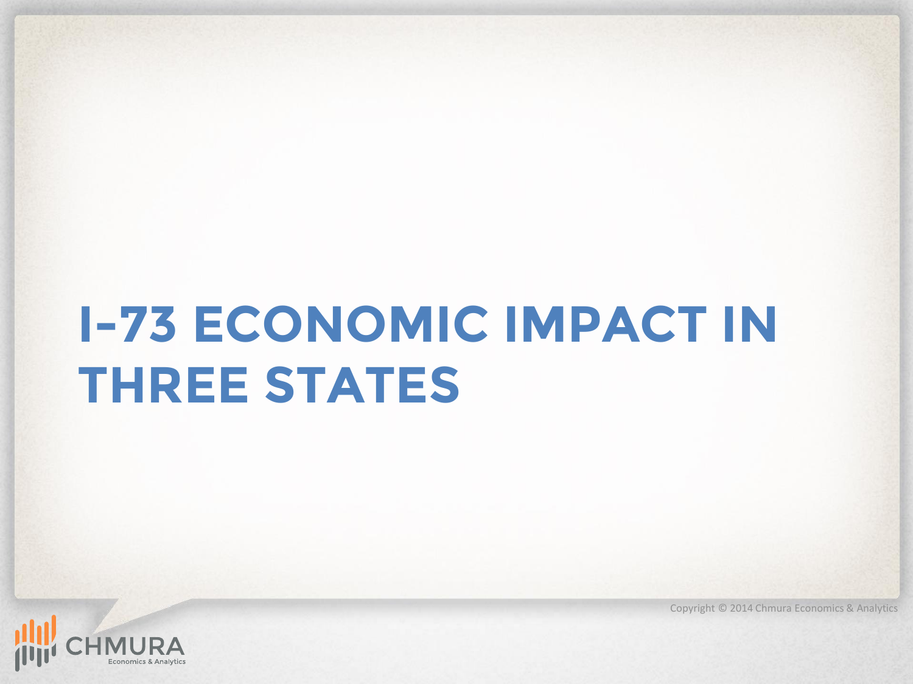# I-73 ECONOMIC IMPACT IN THREE STATES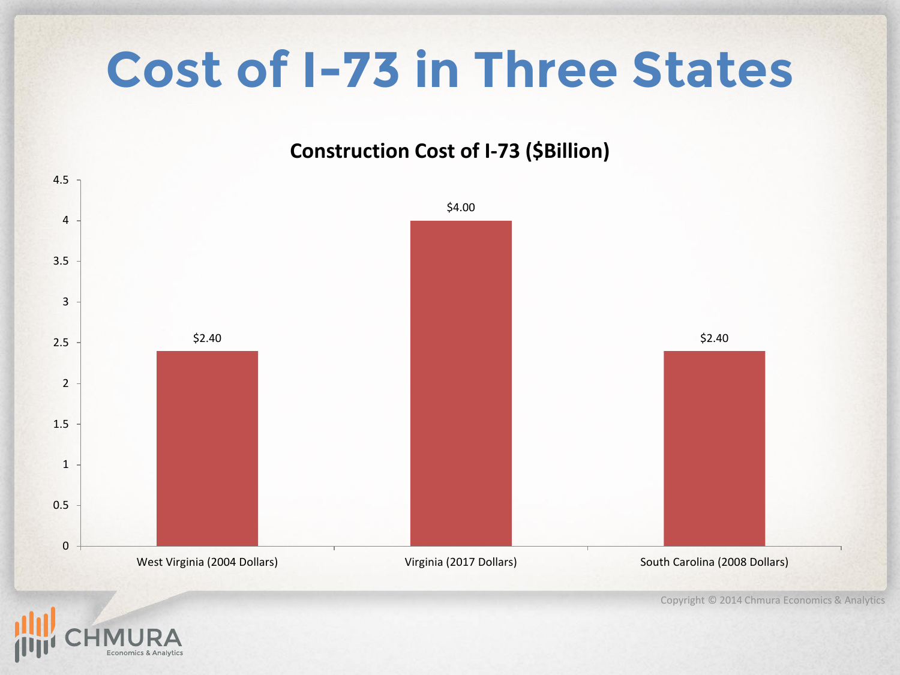# Cost of I-73 in Three States

**Construction Cost of I-73 ($Billion)**

| State | Construction Cost ($Billion) |
| --- | --- |
| West Virginia (2004 Dollars) | $2.40 |
| Virginia (2017 Dollars) | $4.00 |
| South Carolina (2008 Dollars) | $2.40 |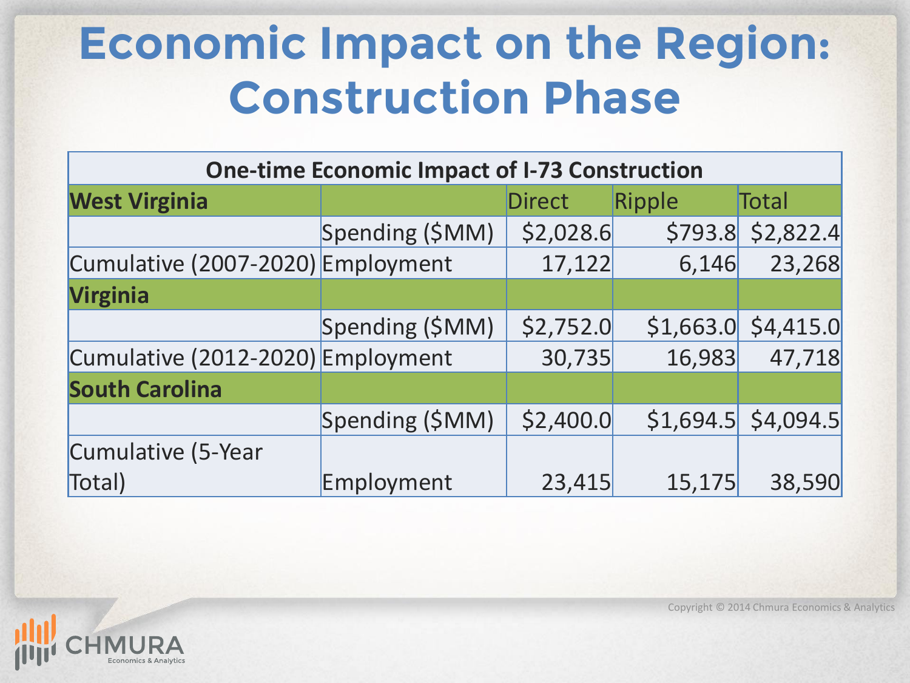# Economic Impact on the Region: Construction Phase

| One-time Economic Impact of I-73 Construction | | | | |
|---|---|---|---|---|
| **West Virginia** | | Direct | Ripple | Total |
| | Spending ($MM) | $2,028.6 | $793.8 | $2,822.4 |
| Cumulative (2007-2020) | Employment | 17,122 | 6,146 | 23,268 |
| **Virginia** | | | | |
| | Spending ($MM) | $2,752.0 | $1,663.0 | $4,415.0 |
| Cumulative (2012-2020) | Employment | 30,735 | 16,983 | 47,718 |
| **South Carolina** | | | | |
| | Spending ($MM) | $2,400.0 | $1,694.5 | $4,094.5 |
| Cumulative (5-Year Total) | Employment | 23,415 | 15,175 | 38,590 |

Copyright © 2014 Chmura Economics & Analytics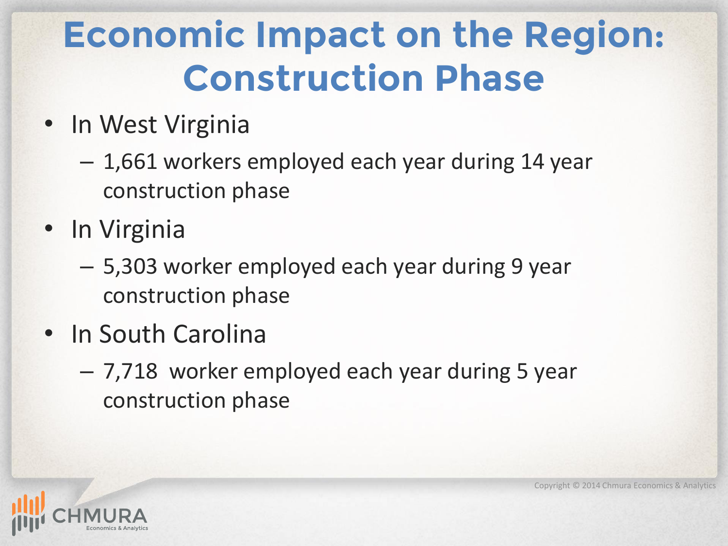# Economic Impact on the Region: Construction Phase

- In West Virginia
  - 1,661 workers employed each year during 14 year construction phase
- In Virginia
  - 5,303 worker employed each year during 9 year construction phase
- In South Carolina
  - 7,718 worker employed each year during 5 year construction phase

Copyright © 2014 Chmura Economics & Analytics

CHMURA Economics & Analytics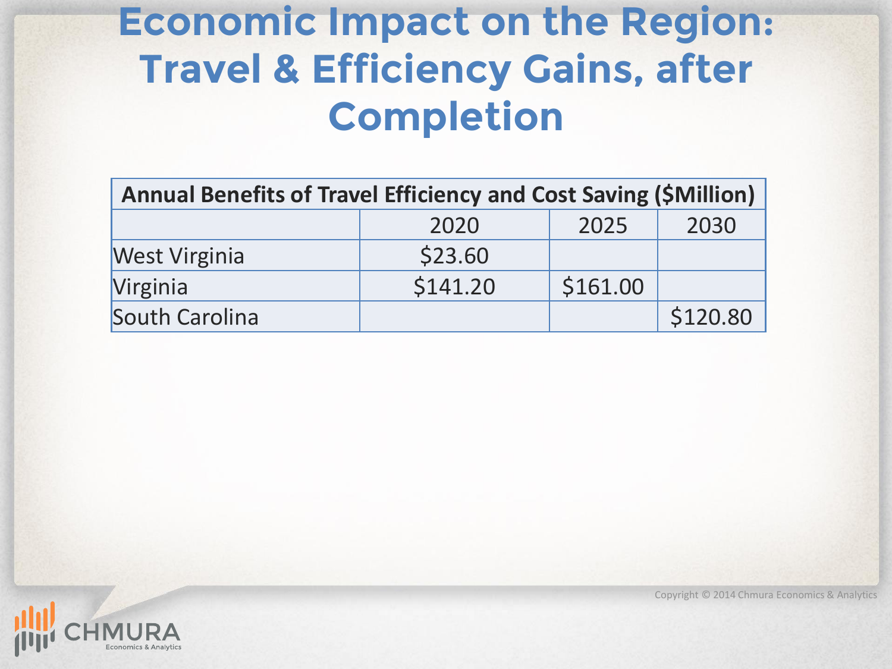# Economic Impact on the Region: Travel & Efficiency Gains, after Completion

| Annual Benefits of Travel Efficiency and Cost Saving ($Million) | | | |
|---|---|---|---|
| | 2020 | 2025 | 2030 |
| West Virginia | $23.60 | | |
| Virginia | $141.20 | $161.00 | |
| South Carolina | | | $120.80 |

Copyright © 2014 Chmura Economics & Analytics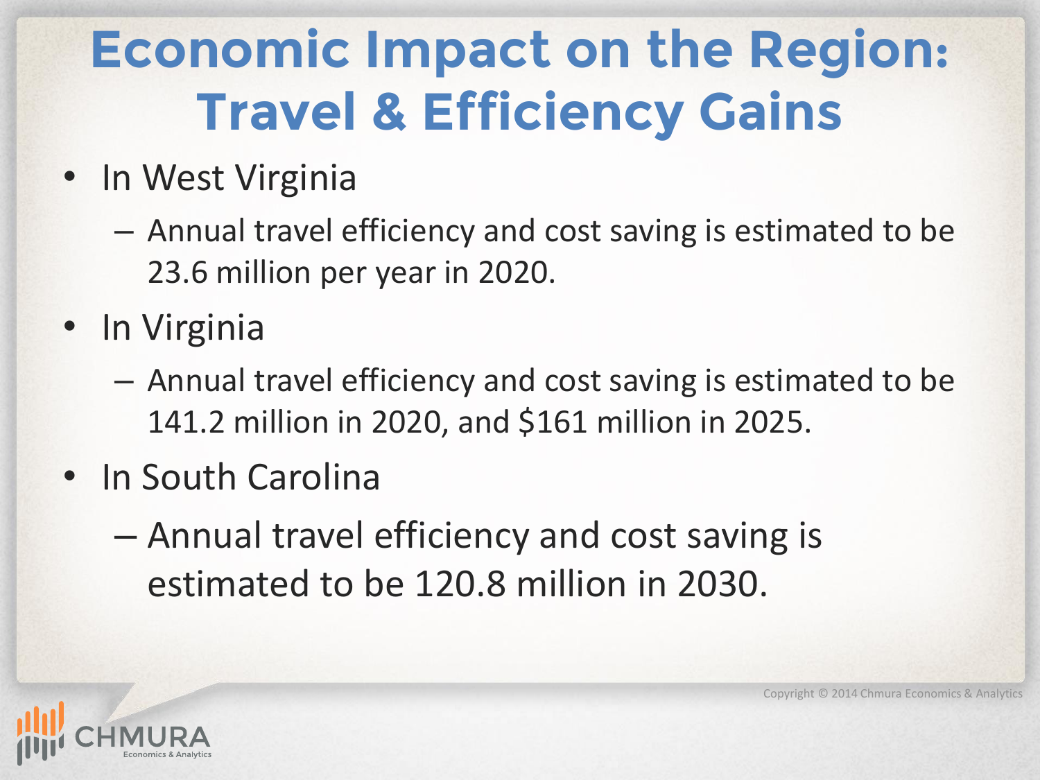# Economic Impact on the Region: Travel & Efficiency Gains

- In West Virginia
  - Annual travel efficiency and cost saving is estimated to be 23.6 million per year in 2020.
- In Virginia
  - Annual travel efficiency and cost saving is estimated to be 141.2 million in 2020, and $161 million in 2025.
- In South Carolina
  - Annual travel efficiency and cost saving is estimated to be 120.8 million in 2030.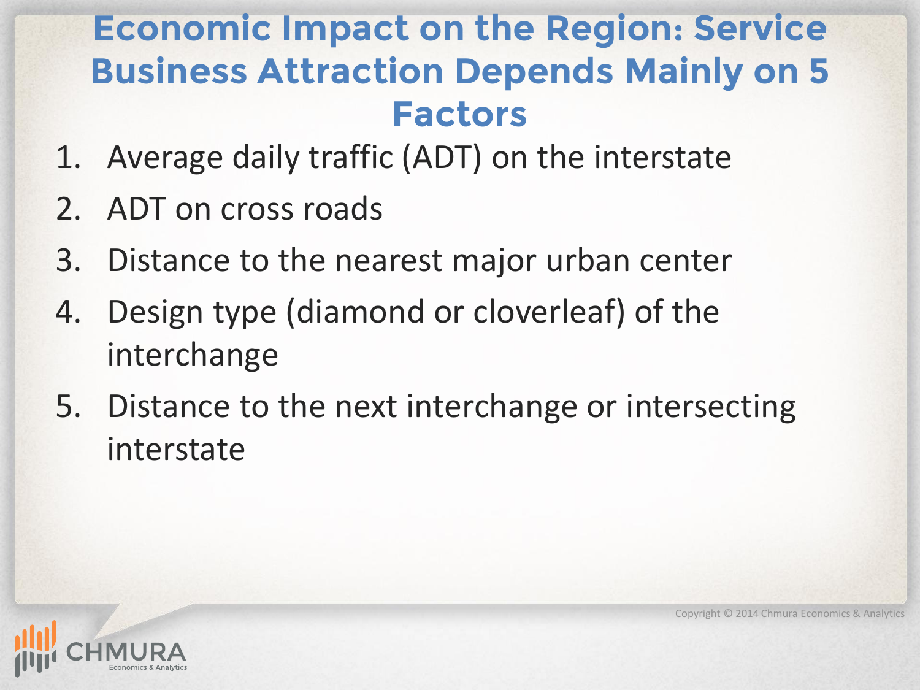# Economic Impact on the Region: Service Business Attraction Depends Mainly on 5 Factors

1. Average daily traffic (ADT) on the interstate
2. ADT on cross roads
3. Distance to the nearest major urban center
4. Design type (diamond or cloverleaf) of the interchange
5. Distance to the next interchange or intersecting interstate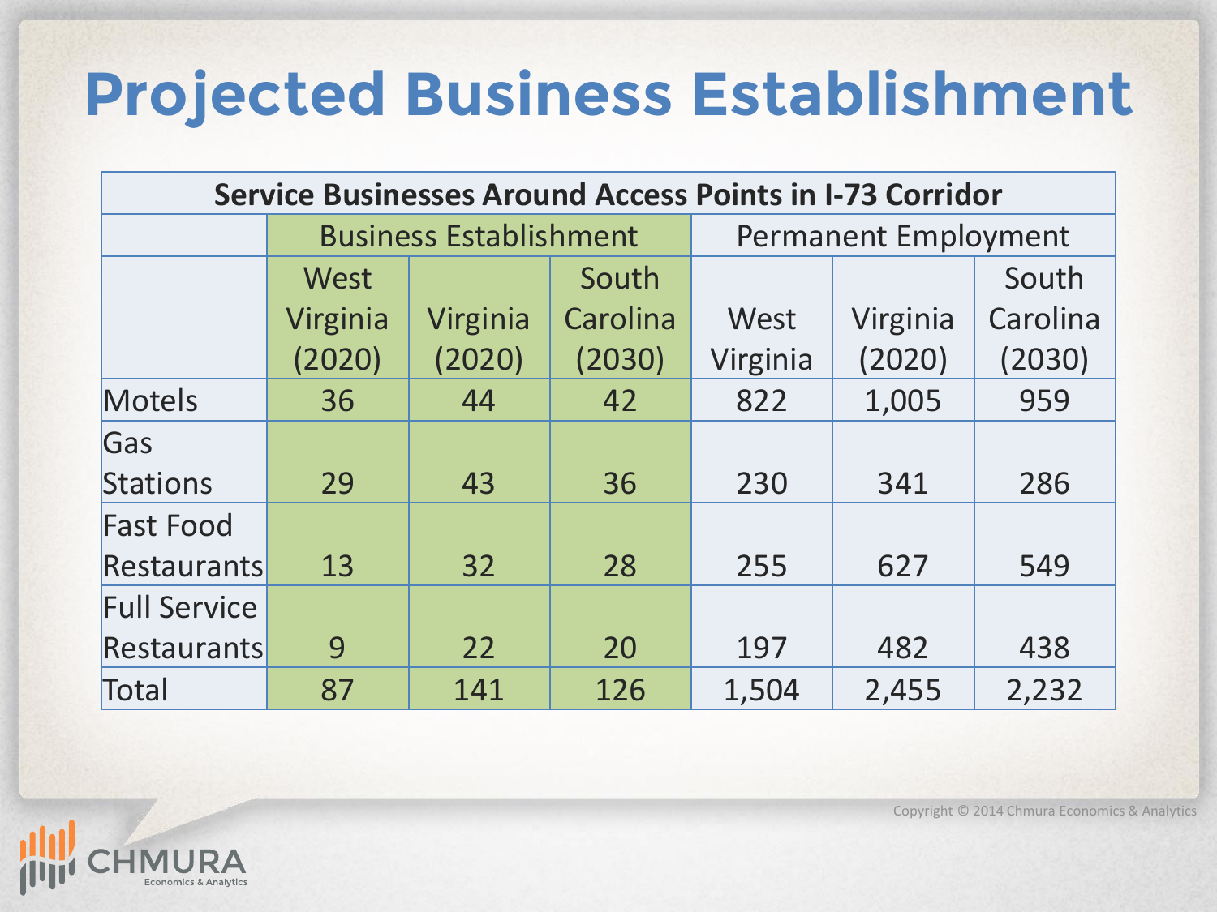# Projected Business Establishment

| Service Businesses Around Access Points in I-73 Corridor | | | | | | |
|---|---|---|---|---|---|---|
| | Business Establishment | | | Permanent Employment | | |
| | West Virginia (2020) | Virginia (2020) | South Carolina (2030) | West Virginia | Virginia (2020) | South Carolina (2030) |
| Motels | 36 | 44 | 42 | 822 | 1,005 | 959 |
| Gas Stations | 29 | 43 | 36 | 230 | 341 | 286 |
| Fast Food Restaurants | 13 | 32 | 28 | 255 | 627 | 549 |
| Full Service Restaurants | 9 | 22 | 20 | 197 | 482 | 438 |
| Total | 87 | 141 | 126 | 1,504 | 2,455 | 2,232 |

Copyright © 2014 Chmura Economics & Analytics

CHMURA Economics & Analytics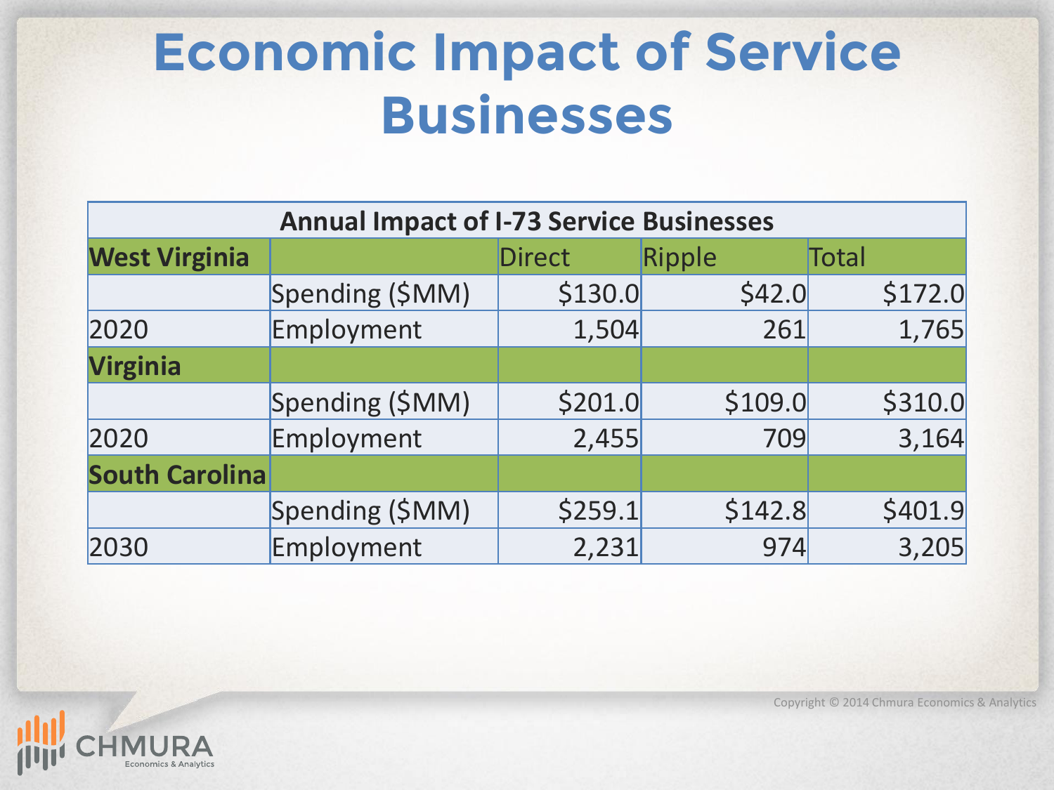# Economic Impact of Service Businesses

| Annual Impact of I-73 Service Businesses | | | | |
|---|---|---|---|---|
| **West Virginia** | | Direct | Ripple | Total |
| | Spending ($MM) | $130.0 | $42.0 | $172.0 |
| 2020 | Employment | 1,504 | 261 | 1,765 |
| **Virginia** | | | | |
| | Spending ($MM) | $201.0 | $109.0 | $310.0 |
| 2020 | Employment | 2,455 | 709 | 3,164 |
| **South Carolina** | | | | |
| | Spending ($MM) | $259.1 | $142.8 | $401.9 |
| 2030 | Employment | 2,231 | 974 | 3,205 |

Copyright © 2014 Chmura Economics & Analytics

CHMURA Economics & Analytics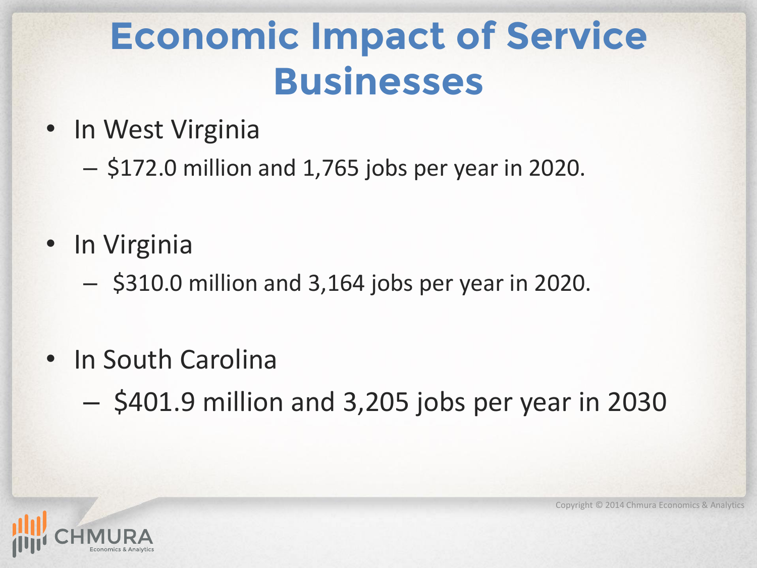# Economic Impact of Service Businesses

- In West Virginia
  - $172.0 million and 1,765 jobs per year in 2020.
- In Virginia
  - $310.0 million and 3,164 jobs per year in 2020.
- In South Carolina
  - $401.9 million and 3,205 jobs per year in 2030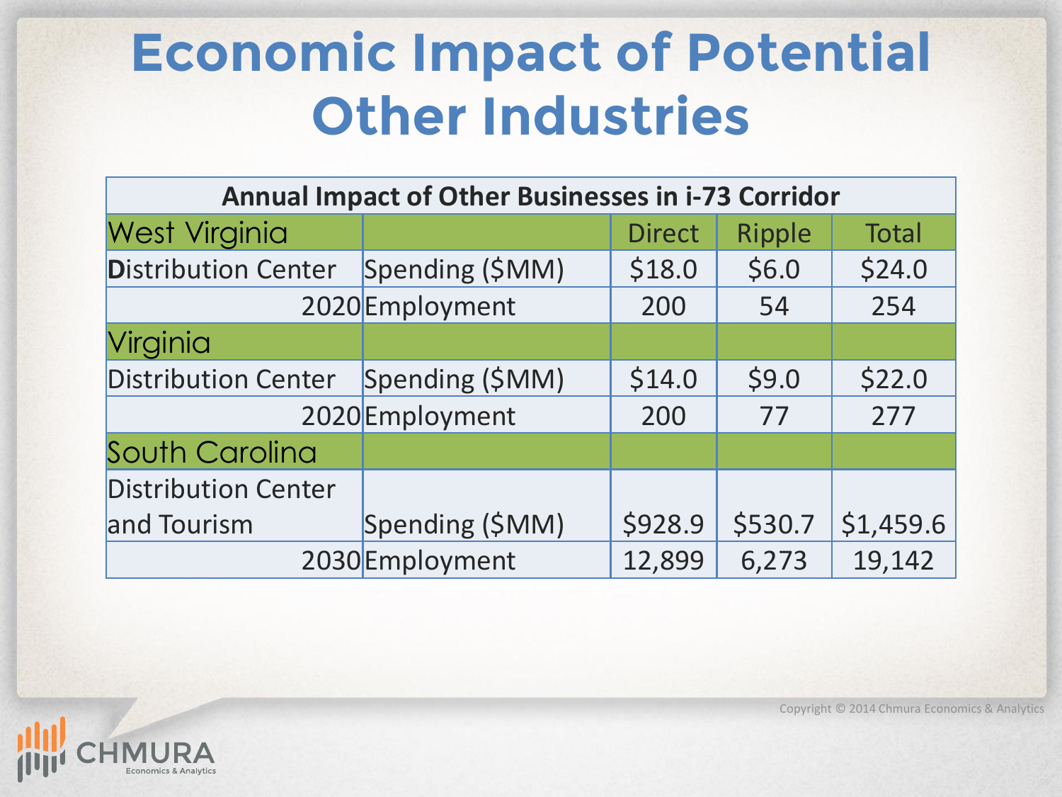# Economic Impact of Potential Other Industries

| Annual Impact of Other Businesses in i-73 Corridor | | | | |
|---|---|---|---|---|
| West Virginia | | Direct | Ripple | Total |
| Distribution Center | Spending ($MM) | $18.0 | $6.0 | $24.0 |
| 2020 | Employment | 200 | 54 | 254 |
| Virginia | | | | |
| Distribution Center | Spending ($MM) | $14.0 | $9.0 | $22.0 |
| 2020 | Employment | 200 | 77 | 277 |
| South Carolina | | | | |
| Distribution Center and Tourism | Spending ($MM) | $928.9 | $530.7 | $1,459.6 |
| 2030 | Employment | 12,899 | 6,273 | 19,142 |

Copyright © 2014 Chmura Economics & Analytics

CHMURA Economics & Analytics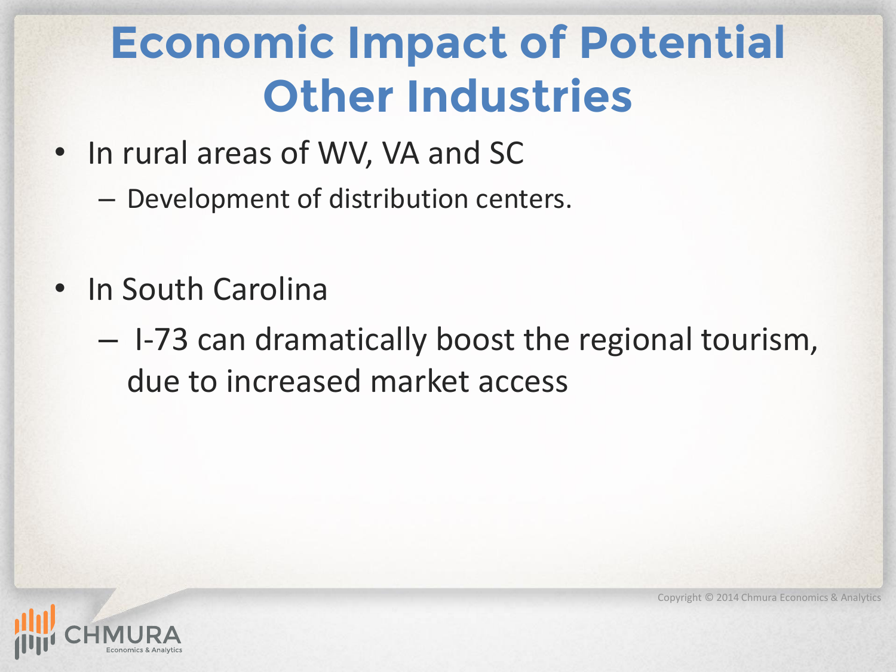# Economic Impact of Potential Other Industries

- In rural areas of WV, VA and SC
  - Development of distribution centers.

- In South Carolina
  - I-73 can dramatically boost the regional tourism, due to increased market access

Copyright © 2014 Chmura Economics & Analytics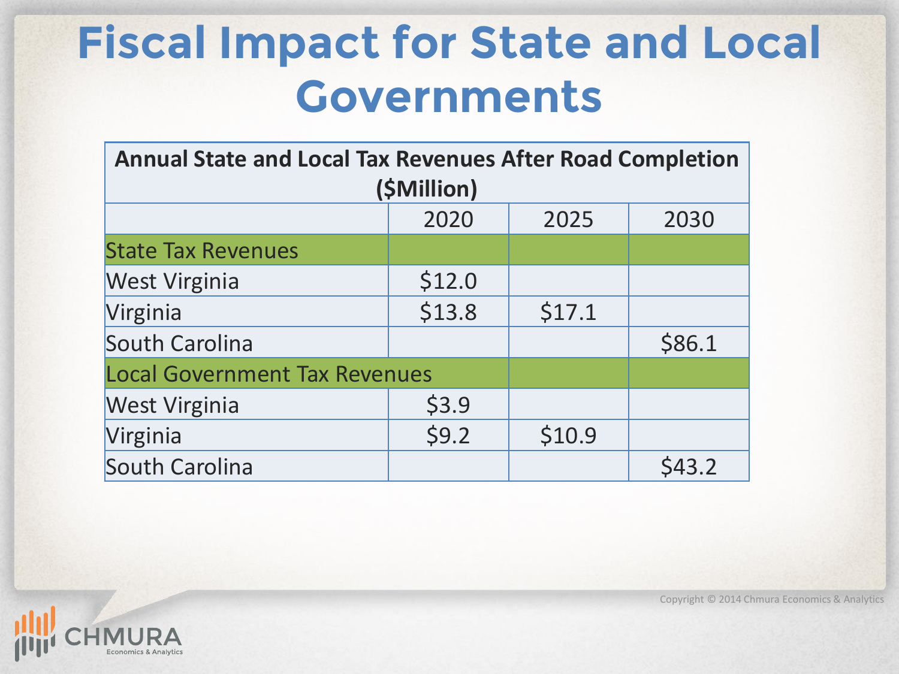# Fiscal Impact for State and Local Governments

| Annual State and Local Tax Revenues After Road Completion ($Million) | | | |
|---|---|---|---|
| | 2020 | 2025 | 2030 |
| State Tax Revenues | | | |
| West Virginia | $12.0 | | |
| Virginia | $13.8 | $17.1 | |
| South Carolina | | | $86.1 |
| Local Government Tax Revenues | | | |
| West Virginia | $3.9 | | |
| Virginia | $9.2 | $10.9 | |
| South Carolina | | | $43.2 |

Copyright © 2014 Chmura Economics & Analytics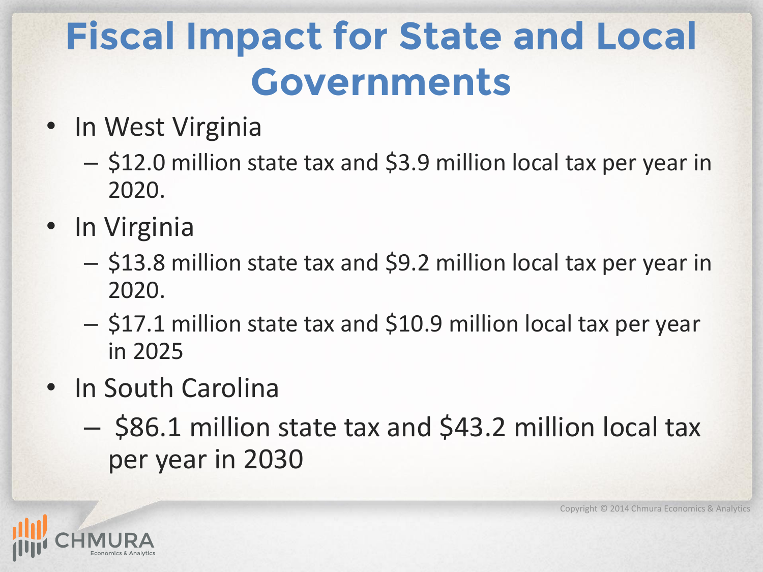# Fiscal Impact for State and Local Governments

- In West Virginia
  - $12.0 million state tax and $3.9 million local tax per year in 2020.
- In Virginia
  - $13.8 million state tax and $9.2 million local tax per year in 2020.
  - $17.1 million state tax and $10.9 million local tax per year in 2025
- In South Carolina
  - $86.1 million state tax and $43.2 million local tax per year in 2030

Copyright © 2014 Chmura Economics & Analytics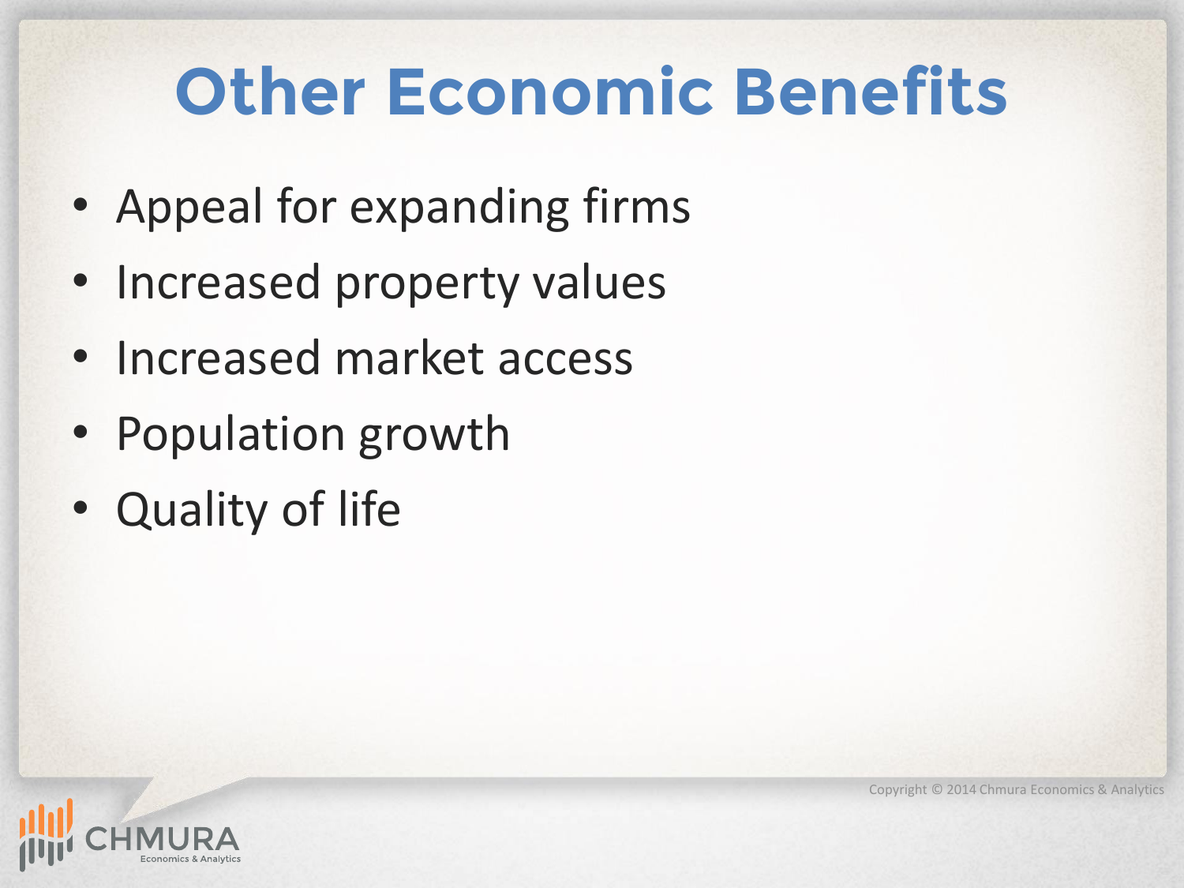# Other Economic Benefits

- Appeal for expanding firms
- Increased property values
- Increased market access
- Population growth
- Quality of life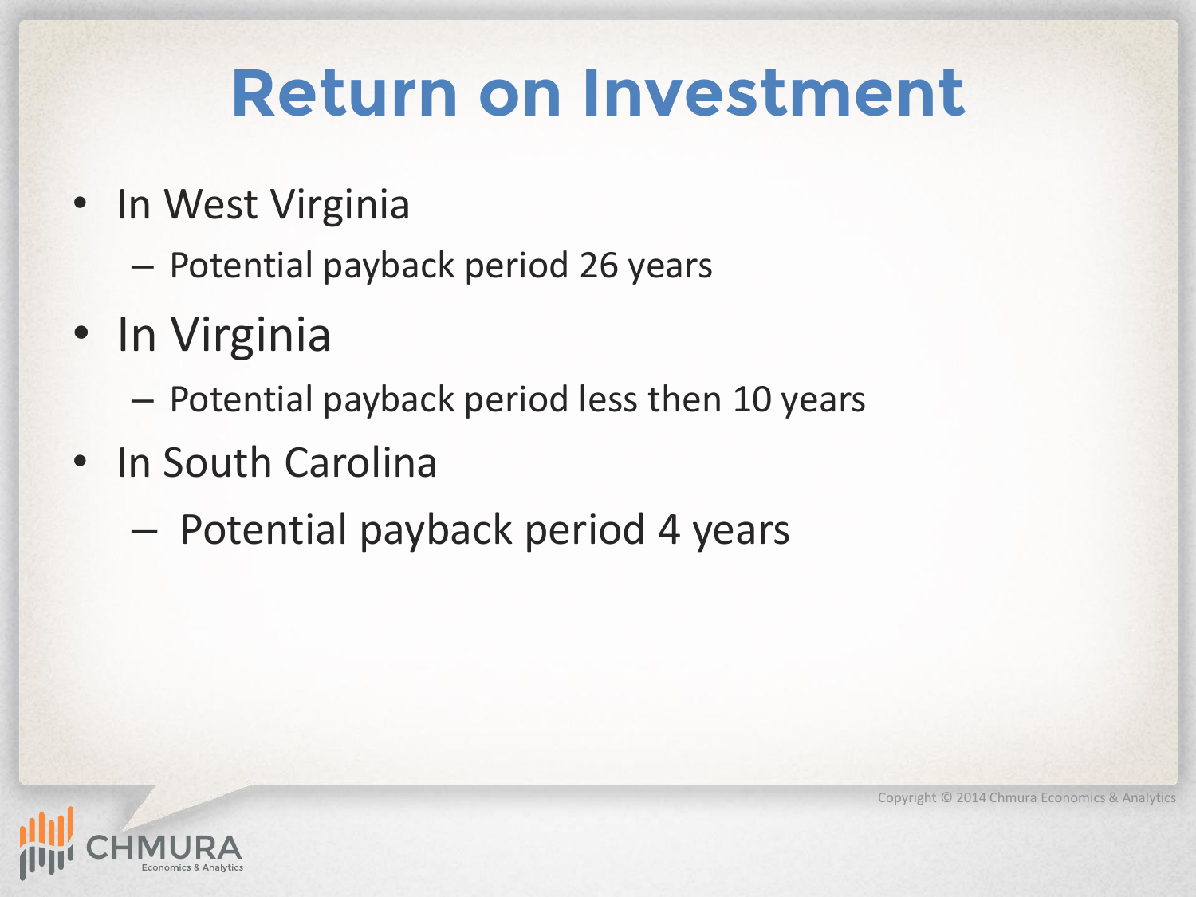# Return on Investment

- In West Virginia
  - Potential payback period 26 years
- In Virginia
  - Potential payback period less then 10 years
- In South Carolina
  - Potential payback period 4 years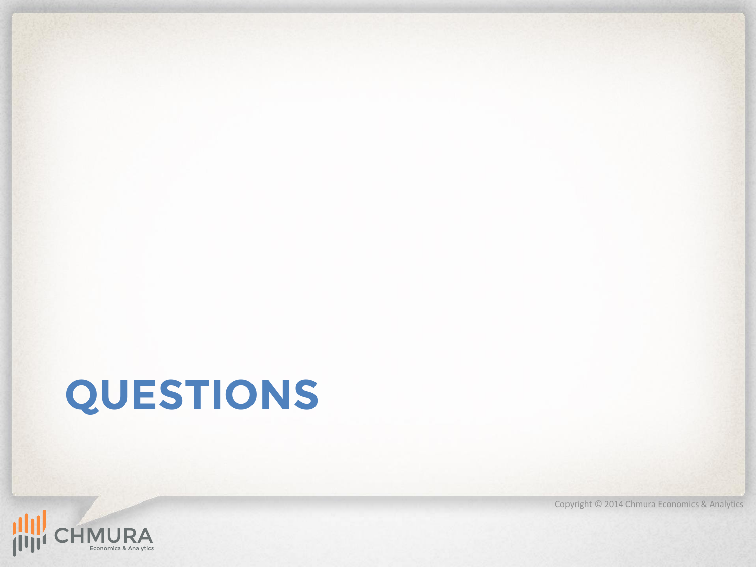# QUESTIONS